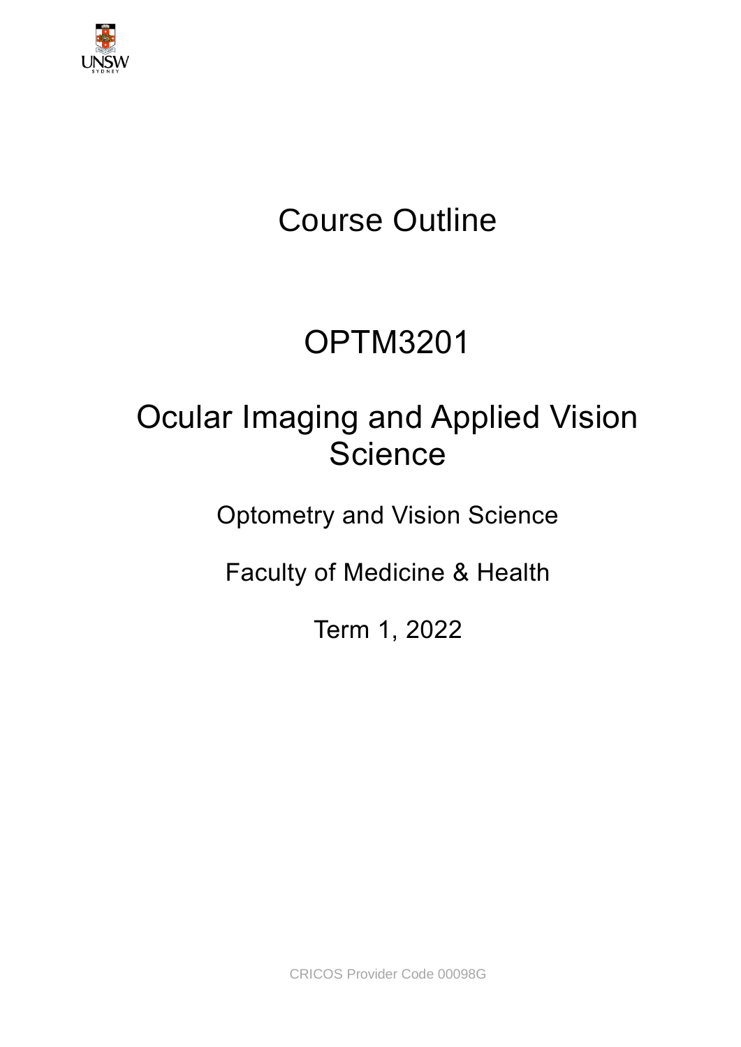# Course Outline

# OPTM3201

# Ocular Imaging and Applied Vision Science

Optometry and Vision Science

Faculty of Medicine & Health

Term 1, 2022

CRICOS Provider Code 00098G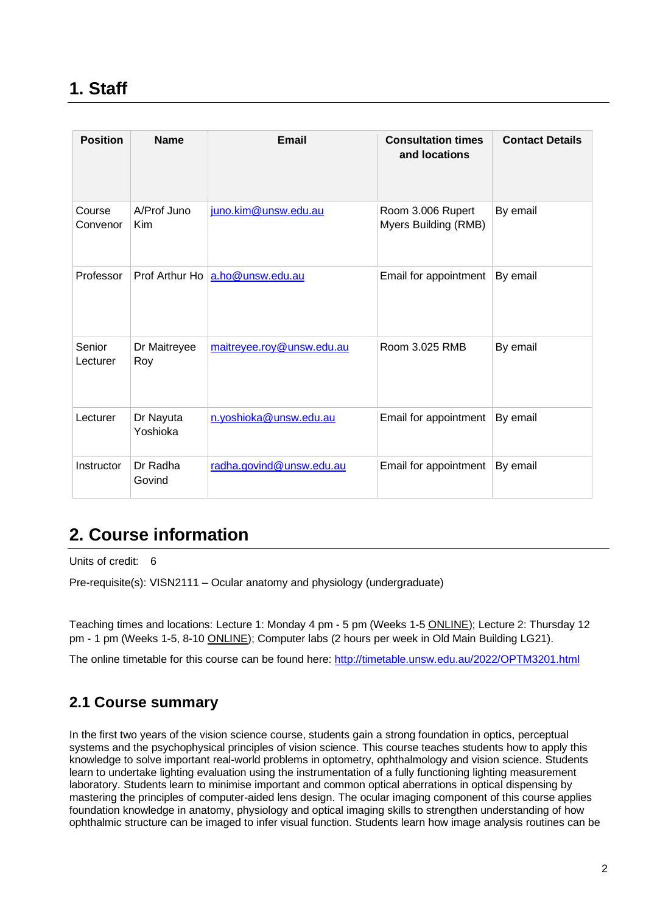# 1. Staff

| Position | Name | Email | Consultation times and locations | Contact Details |
|---|---|---|---|---|
| Course Convenor | A/Prof Juno Kim | juno.kim@unsw.edu.au | Room 3.006 Rupert Myers Building (RMB) | By email |
| Professor | Prof Arthur Ho | a.ho@unsw.edu.au | Email for appointment | By email |
| Senior Lecturer | Dr Maitreyee Roy | maitreyee.roy@unsw.edu.au | Room 3.025 RMB | By email |
| Lecturer | Dr Nayuta Yoshioka | n.yoshioka@unsw.edu.au | Email for appointment | By email |
| Instructor | Dr Radha Govind | radha.govind@unsw.edu.au | Email for appointment | By email |

# 2. Course information

Units of credit: 6

Pre-requisite(s): VISN2111 – Ocular anatomy and physiology (undergraduate)

Teaching times and locations: Lecture 1: Monday 4 pm - 5 pm (Weeks 1-5 ONLINE); Lecture 2: Thursday 12 pm - 1 pm (Weeks 1-5, 8-10 ONLINE); Computer labs (2 hours per week in Old Main Building LG21).

The online timetable for this course can be found here: http://timetable.unsw.edu.au/2022/OPTM3201.html

## 2.1 Course summary

In the first two years of the vision science course, students gain a strong foundation in optics, perceptual systems and the psychophysical principles of vision science. This course teaches students how to apply this knowledge to solve important real-world problems in optometry, ophthalmology and vision science. Students learn to undertake lighting evaluation using the instrumentation of a fully functioning lighting measurement laboratory. Students learn to minimise important and common optical aberrations in optical dispensing by mastering the principles of computer-aided lens design. The ocular imaging component of this course applies foundation knowledge in anatomy, physiology and optical imaging skills to strengthen understanding of how ophthalmic structure can be imaged to infer visual function. Students learn how image analysis routines can be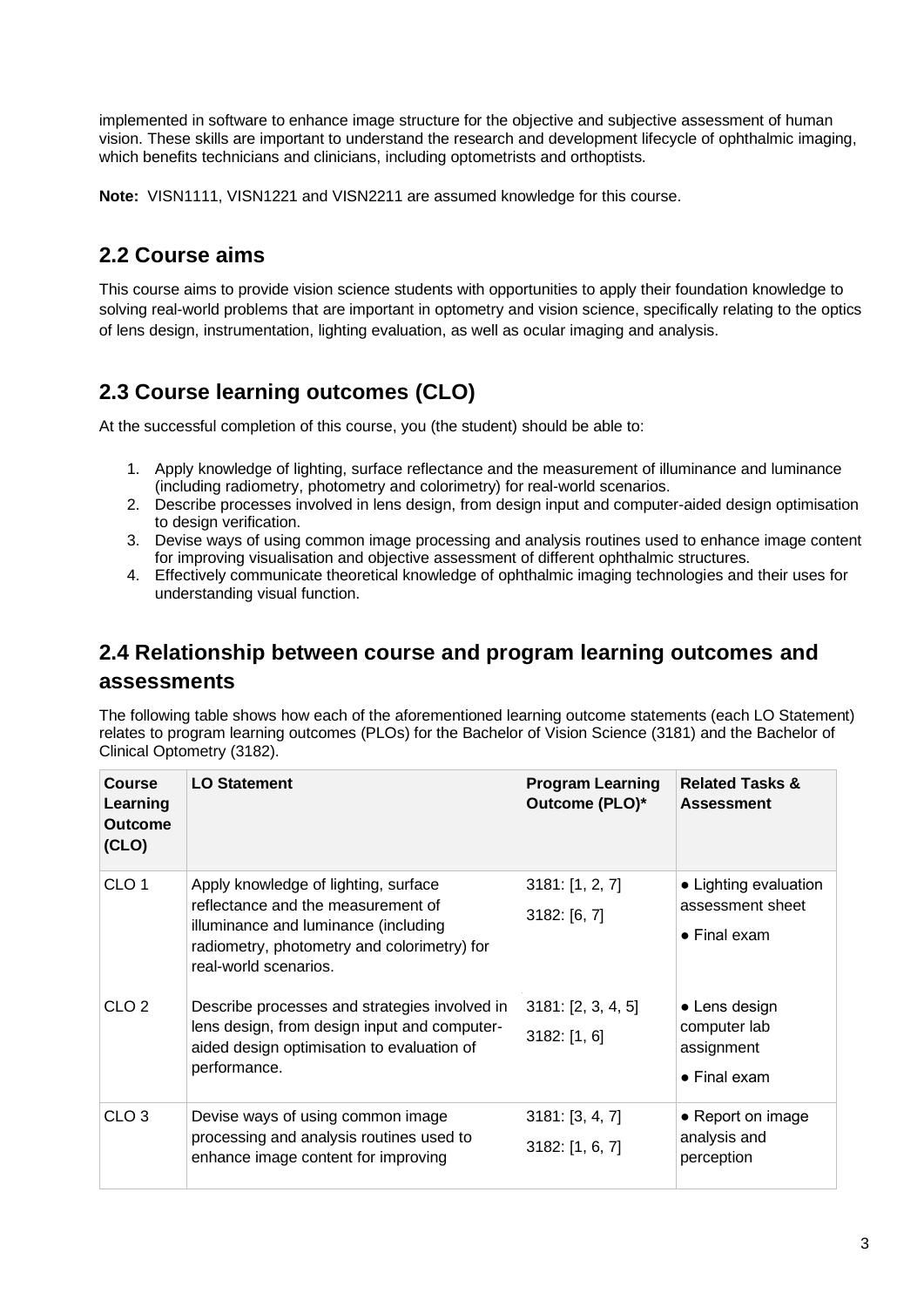implemented in software to enhance image structure for the objective and subjective assessment of human vision. These skills are important to understand the research and development lifecycle of ophthalmic imaging, which benefits technicians and clinicians, including optometrists and orthoptists.

**Note:** VISN1111, VISN1221 and VISN2211 are assumed knowledge for this course.

## 2.2 Course aims

This course aims to provide vision science students with opportunities to apply their foundation knowledge to solving real-world problems that are important in optometry and vision science, specifically relating to the optics of lens design, instrumentation, lighting evaluation, as well as ocular imaging and analysis.

## 2.3 Course learning outcomes (CLO)

At the successful completion of this course, you (the student) should be able to:

1. Apply knowledge of lighting, surface reflectance and the measurement of illuminance and luminance (including radiometry, photometry and colorimetry) for real-world scenarios.
2. Describe processes involved in lens design, from design input and computer-aided design optimisation to design verification.
3. Devise ways of using common image processing and analysis routines used to enhance image content for improving visualisation and objective assessment of different ophthalmic structures.
4. Effectively communicate theoretical knowledge of ophthalmic imaging technologies and their uses for understanding visual function.

## 2.4 Relationship between course and program learning outcomes and assessments

The following table shows how each of the aforementioned learning outcome statements (each LO Statement) relates to program learning outcomes (PLOs) for the Bachelor of Vision Science (3181) and the Bachelor of Clinical Optometry (3182).

| Course Learning Outcome (CLO) | LO Statement | Program Learning Outcome (PLO)* | Related Tasks & Assessment |
|---|---|---|---|
| CLO 1 | Apply knowledge of lighting, surface reflectance and the measurement of illuminance and luminance (including radiometry, photometry and colorimetry) for real-world scenarios. | 3181: [1, 2, 7]<br>3182: [6, 7] | • Lighting evaluation assessment sheet<br>• Final exam |
| CLO 2 | Describe processes and strategies involved in lens design, from design input and computer-aided design optimisation to evaluation of performance. | 3181: [2, 3, 4, 5]<br>3182: [1, 6] | • Lens design computer lab assignment<br>• Final exam |
| CLO 3 | Devise ways of using common image processing and analysis routines used to enhance image content for improving | 3181: [3, 4, 7]<br>3182: [1, 6, 7] | • Report on image analysis and perception |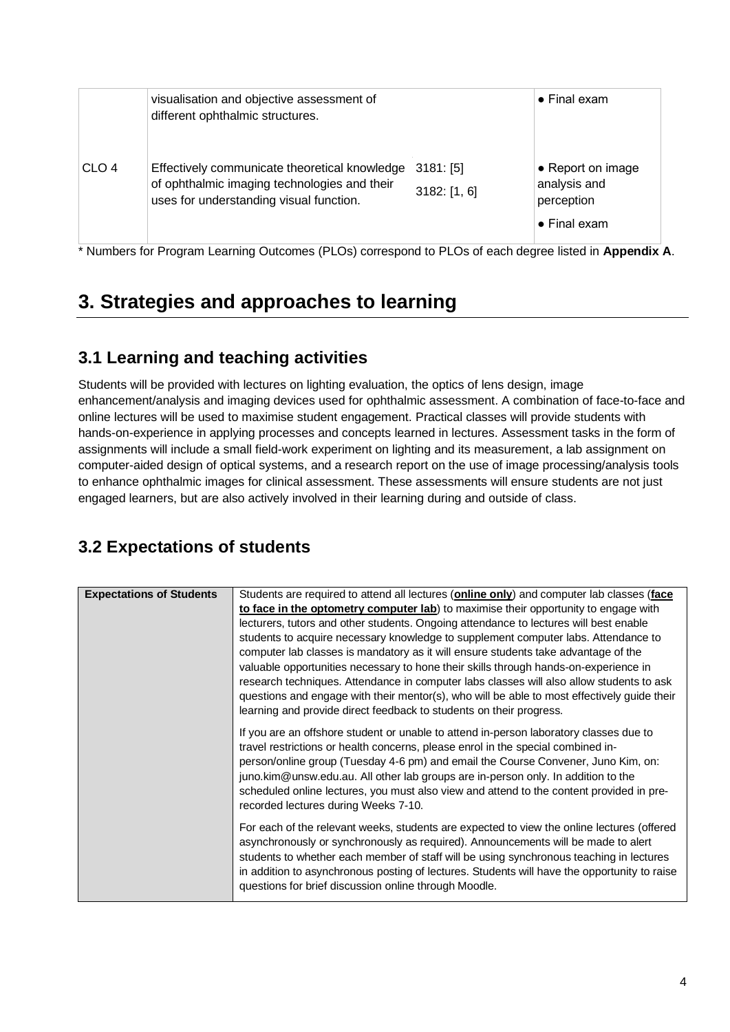| | | | |
|---|---|---|---|
| | visualisation and objective assessment of different ophthalmic structures. | | • Final exam |
| CLO 4 | Effectively communicate theoretical knowledge of ophthalmic imaging technologies and their uses for understanding visual function. | 3181: [5]<br>3182: [1, 6] | • Report on image analysis and perception<br>• Final exam |

* Numbers for Program Learning Outcomes (PLOs) correspond to PLOs of each degree listed in **Appendix A**.

# 3. Strategies and approaches to learning

## 3.1 Learning and teaching activities

Students will be provided with lectures on lighting evaluation, the optics of lens design, image enhancement/analysis and imaging devices used for ophthalmic assessment. A combination of face-to-face and online lectures will be used to maximise student engagement. Practical classes will provide students with hands-on-experience in applying processes and concepts learned in lectures. Assessment tasks in the form of assignments will include a small field-work experiment on lighting and its measurement, a lab assignment on computer-aided design of optical systems, and a research report on the use of image processing/analysis tools to enhance ophthalmic images for clinical assessment. These assessments will ensure students are not just engaged learners, but are also actively involved in their learning during and outside of class.

## 3.2 Expectations of students

| | |
|---|---|
| **Expectations of Students** | Students are required to attend all lectures (**online only**) and computer lab classes (**face to face in the optometry computer lab**) to maximise their opportunity to engage with lecturers, tutors and other students. Ongoing attendance to lectures will best enable students to acquire necessary knowledge to supplement computer labs. Attendance to computer lab classes is mandatory as it will ensure students take advantage of the valuable opportunities necessary to hone their skills through hands-on-experience in research techniques. Attendance in computer labs classes will also allow students to ask questions and engage with their mentor(s), who will be able to most effectively guide their learning and provide direct feedback to students on their progress.<br><br>If you are an offshore student or unable to attend in-person laboratory classes due to travel restrictions or health concerns, please enrol in the special combined in-person/online group (Tuesday 4-6 pm) and email the Course Convener, Juno Kim, on: juno.kim@unsw.edu.au. All other lab groups are in-person only. In addition to the scheduled online lectures, you must also view and attend to the content provided in pre-recorded lectures during Weeks 7-10.<br><br>For each of the relevant weeks, students are expected to view the online lectures (offered asynchronously or synchronously as required). Announcements will be made to alert students to whether each member of staff will be using synchronous teaching in lectures in addition to asynchronous posting of lectures. Students will have the opportunity to raise questions for brief discussion online through Moodle. |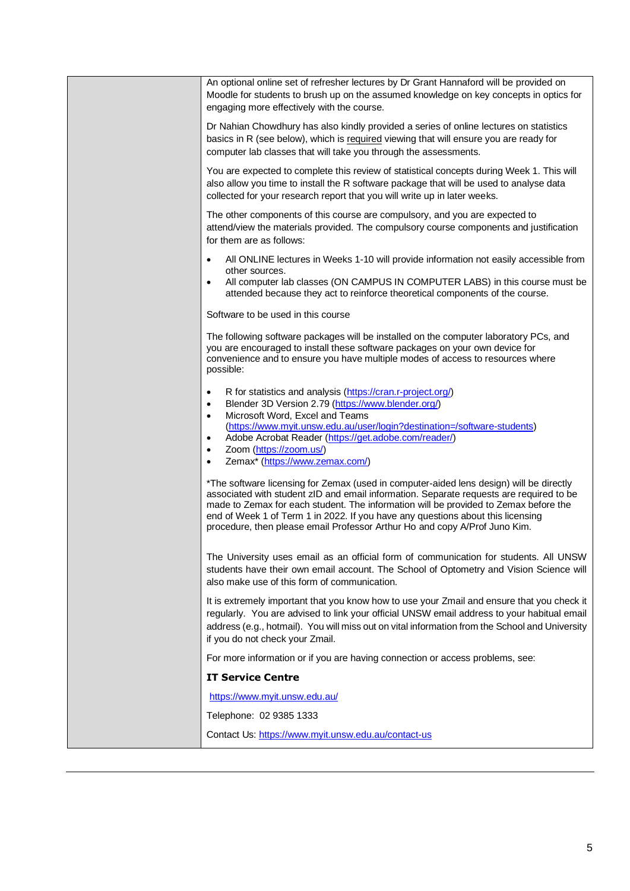An optional online set of refresher lectures by Dr Grant Hannaford will be provided on Moodle for students to brush up on the assumed knowledge on key concepts in optics for engaging more effectively with the course.

Dr Nahian Chowdhury has also kindly provided a series of online lectures on statistics basics in R (see below), which is required viewing that will ensure you are ready for computer lab classes that will take you through the assessments.

You are expected to complete this review of statistical concepts during Week 1. This will also allow you time to install the R software package that will be used to analyse data collected for your research report that you will write up in later weeks.

The other components of this course are compulsory, and you are expected to attend/view the materials provided. The compulsory course components and justification for them are as follows:

- All ONLINE lectures in Weeks 1-10 will provide information not easily accessible from other sources.
- All computer lab classes (ON CAMPUS IN COMPUTER LABS) in this course must be attended because they act to reinforce theoretical components of the course.

Software to be used in this course

The following software packages will be installed on the computer laboratory PCs, and you are encouraged to install these software packages on your own device for convenience and to ensure you have multiple modes of access to resources where possible:

- R for statistics and analysis (https://cran.r-project.org/)
- Blender 3D Version 2.79 (https://www.blender.org/)
- Microsoft Word, Excel and Teams (https://www.myit.unsw.edu.au/user/login?destination=/software-students)
- Adobe Acrobat Reader (https://get.adobe.com/reader/)
- Zoom (https://zoom.us/)
- Zemax* (https://www.zemax.com/)

*The software licensing for Zemax (used in computer-aided lens design) will be directly associated with student zID and email information. Separate requests are required to be made to Zemax for each student. The information will be provided to Zemax before the end of Week 1 of Term 1 in 2022. If you have any questions about this licensing procedure, then please email Professor Arthur Ho and copy A/Prof Juno Kim.

The University uses email as an official form of communication for students. All UNSW students have their own email account. The School of Optometry and Vision Science will also make use of this form of communication.

It is extremely important that you know how to use your Zmail and ensure that you check it regularly. You are advised to link your official UNSW email address to your habitual email address (e.g., hotmail). You will miss out on vital information from the School and University if you do not check your Zmail.

For more information or if you are having connection or access problems, see:

**IT Service Centre**

https://www.myit.unsw.edu.au/

Telephone: 02 9385 1333

Contact Us: https://www.myit.unsw.edu.au/contact-us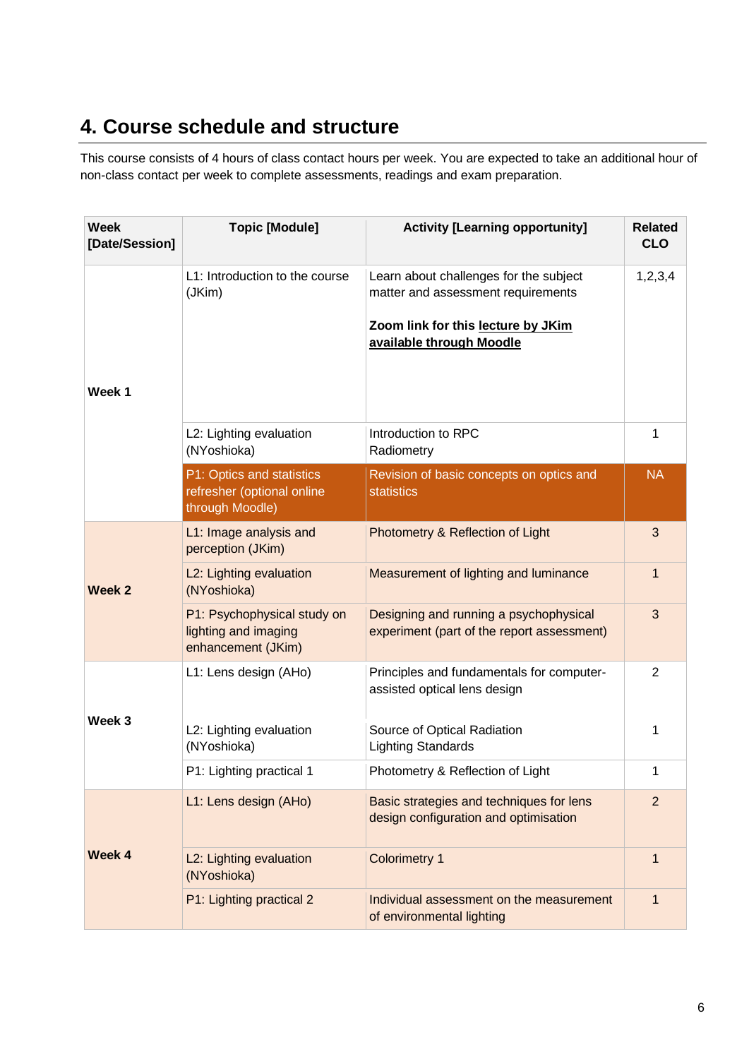## 4. Course schedule and structure

This course consists of 4 hours of class contact hours per week. You are expected to take an additional hour of non-class contact per week to complete assessments, readings and exam preparation.

| Week [Date/Session] | Topic [Module] | Activity [Learning opportunity] | Related CLO |
|---|---|---|---|
| Week 1 | L1: Introduction to the course (JKim) | Learn about challenges for the subject matter and assessment requirements<br><br>**Zoom link for this lecture by JKim available through Moodle** | 1,2,3,4 |
| | L2: Lighting evaluation (NYoshioka) | Introduction to RPC<br>Radiometry | 1 |
| | P1: Optics and statistics refresher (optional online through Moodle) | Revision of basic concepts on optics and statistics | NA |
| Week 2 | L1: Image analysis and perception (JKim) | Photometry & Reflection of Light | 3 |
| | L2: Lighting evaluation (NYoshioka) | Measurement of lighting and luminance | 1 |
| | P1: Psychophysical study on lighting and imaging enhancement (JKim) | Designing and running a psychophysical experiment (part of the report assessment) | 3 |
| Week 3 | L1: Lens design (AHo) | Principles and fundamentals for computer-assisted optical lens design | 2 |
| | L2: Lighting evaluation (NYoshioka) | Source of Optical Radiation<br>Lighting Standards | 1 |
| | P1: Lighting practical 1 | Photometry & Reflection of Light | 1 |
| Week 4 | L1: Lens design (AHo) | Basic strategies and techniques for lens design configuration and optimisation | 2 |
| | L2: Lighting evaluation (NYoshioka) | Colorimetry 1 | 1 |
| | P1: Lighting practical 2 | Individual assessment on the measurement of environmental lighting | 1 |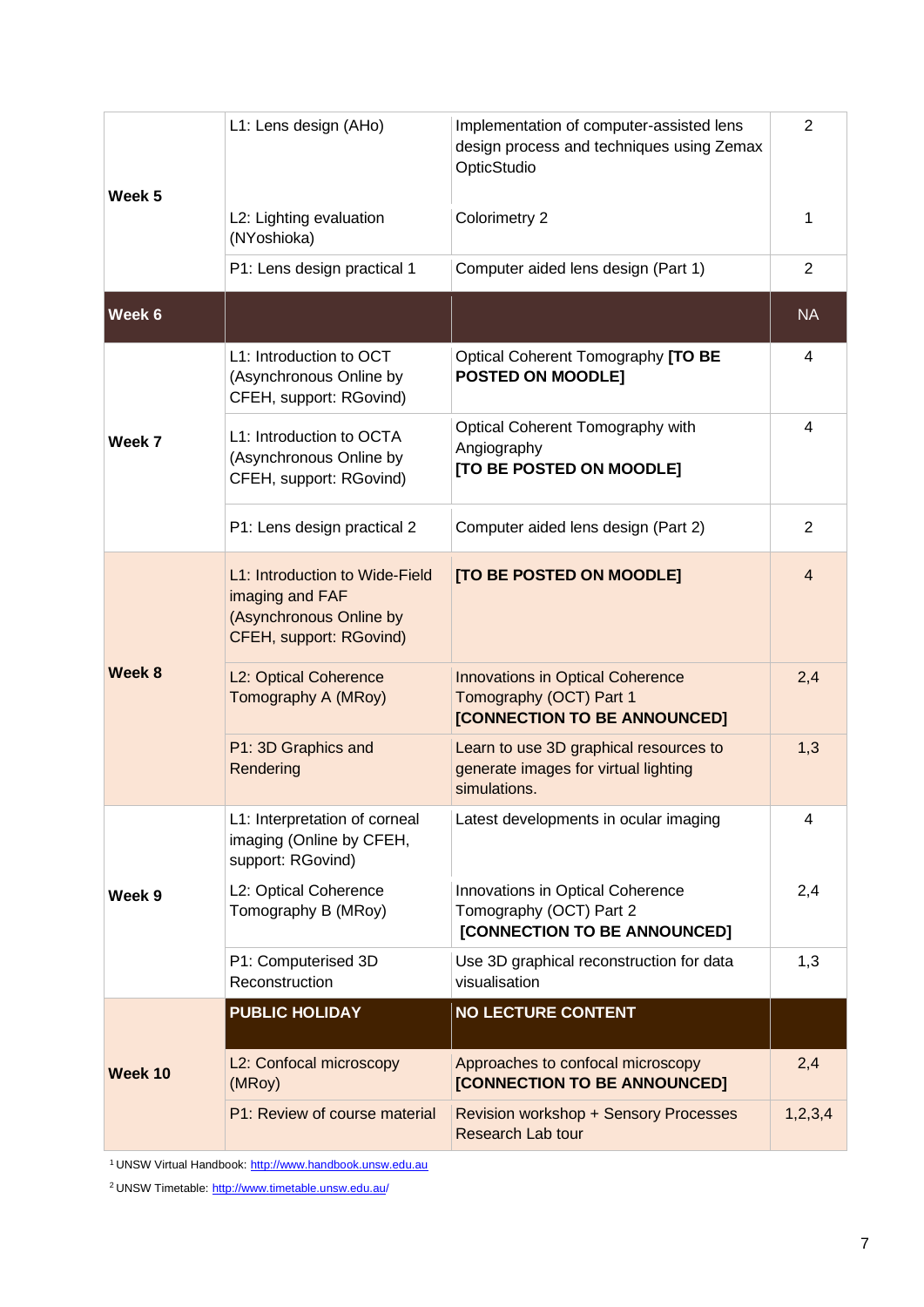| | | | |
|---|---|---|---|
| **Week 5** | L1: Lens design (AHo) | Implementation of computer-assisted lens design process and techniques using Zemax OpticStudio | 2 |
| | L2: Lighting evaluation (NYoshioka) | Colorimetry 2 | 1 |
| | P1: Lens design practical 1 | Computer aided lens design (Part 1) | 2 |
| **Week 6** | | | NA |
| **Week 7** | L1: Introduction to OCT (Asynchronous Online by CFEH, support: RGovind) | Optical Coherent Tomography **[TO BE POSTED ON MOODLE]** | 4 |
| | L1: Introduction to OCTA (Asynchronous Online by CFEH, support: RGovind) | Optical Coherent Tomography with Angiography **[TO BE POSTED ON MOODLE]** | 4 |
| | P1: Lens design practical 2 | Computer aided lens design (Part 2) | 2 |
| **Week 8** | L1: Introduction to Wide-Field imaging and FAF (Asynchronous Online by CFEH, support: RGovind) | **[TO BE POSTED ON MOODLE]** | 4 |
| | L2: Optical Coherence Tomography A (MRoy) | Innovations in Optical Coherence Tomography (OCT) Part 1 **[CONNECTION TO BE ANNOUNCED]** | 2,4 |
| | P1: 3D Graphics and Rendering | Learn to use 3D graphical resources to generate images for virtual lighting simulations. | 1,3 |
| **Week 9** | L1: Interpretation of corneal imaging (Online by CFEH, support: RGovind) | Latest developments in ocular imaging | 4 |
| | L2: Optical Coherence Tomography B (MRoy) | Innovations in Optical Coherence Tomography (OCT) Part 2 **[CONNECTION TO BE ANNOUNCED]** | 2,4 |
| | P1: Computerised 3D Reconstruction | Use 3D graphical reconstruction for data visualisation | 1,3 |
| **Week 10** | **PUBLIC HOLIDAY** | **NO LECTURE CONTENT** | |
| | L2: Confocal microscopy (MRoy) | Approaches to confocal microscopy **[CONNECTION TO BE ANNOUNCED]** | 2,4 |
| | P1: Review of course material | Revision workshop + Sensory Processes Research Lab tour | 1,2,3,4 |

[1] UNSW Virtual Handbook: http://www.handbook.unsw.edu.au

[2] UNSW Timetable: http://www.timetable.unsw.edu.au/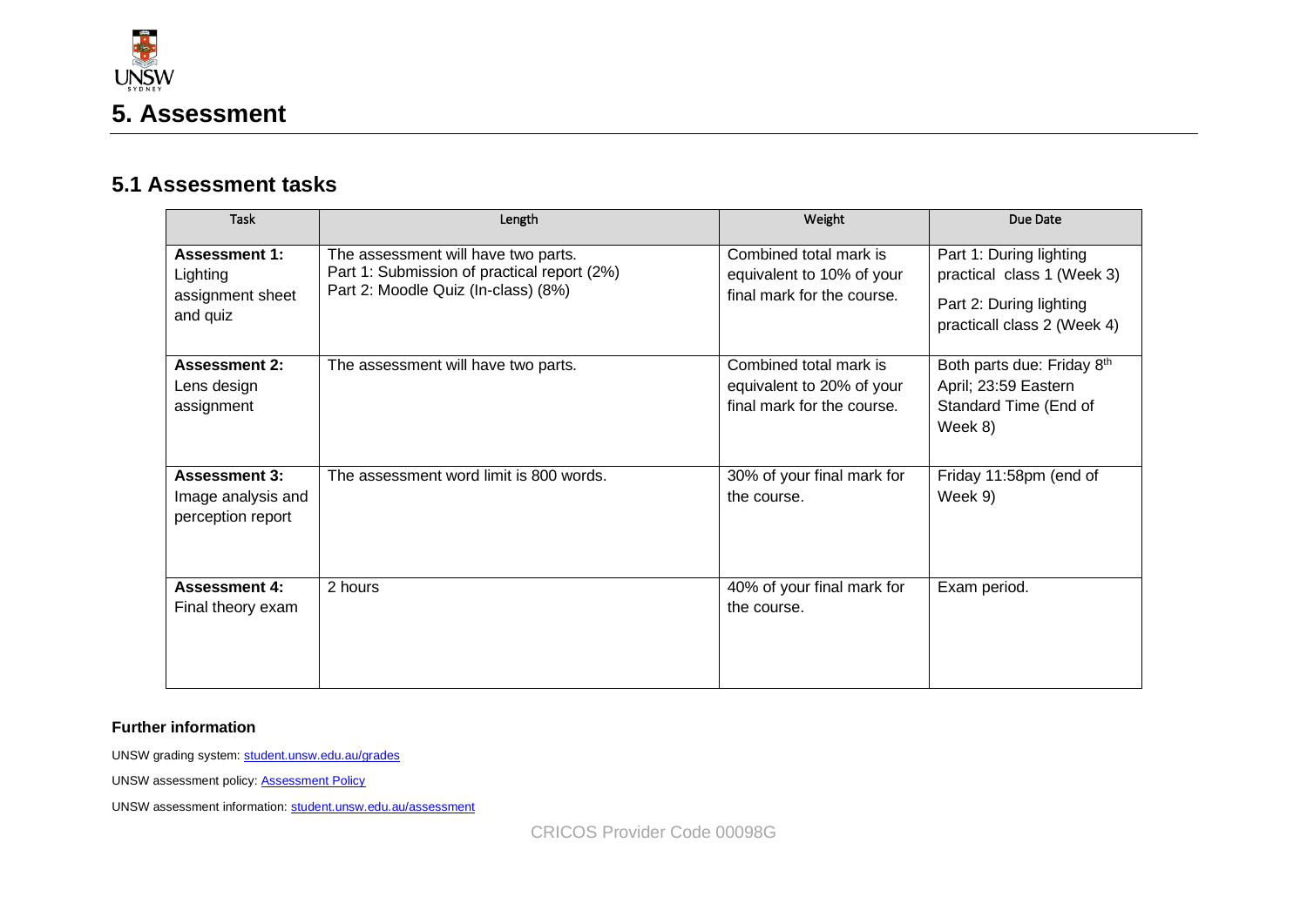# 5. Assessment

## 5.1 Assessment tasks

| Task | Length | Weight | Due Date |
|---|---|---|---|
| **Assessment 1:** Lighting assignment sheet and quiz | The assessment will have two parts. Part 1: Submission of practical report (2%) Part 2: Moodle Quiz (In-class) (8%) | Combined total mark is equivalent to 10% of your final mark for the course. | Part 1: During lighting practical class 1 (Week 3) Part 2: During lighting practicall class 2 (Week 4) |
| **Assessment 2:** Lens design assignment | The assessment will have two parts. | Combined total mark is equivalent to 20% of your final mark for the course. | Both parts due: Friday 8th April; 23:59 Eastern Standard Time (End of Week 8) |
| **Assessment 3:** Image analysis and perception report | The assessment word limit is 800 words. | 30% of your final mark for the course. | Friday 11:58pm (end of Week 9) |
| **Assessment 4:** Final theory exam | 2 hours | 40% of your final mark for the course. | Exam period. |

**Further information**

UNSW grading system: student.unsw.edu.au/grades

UNSW assessment policy: Assessment Policy

UNSW assessment information: student.unsw.edu.au/assessment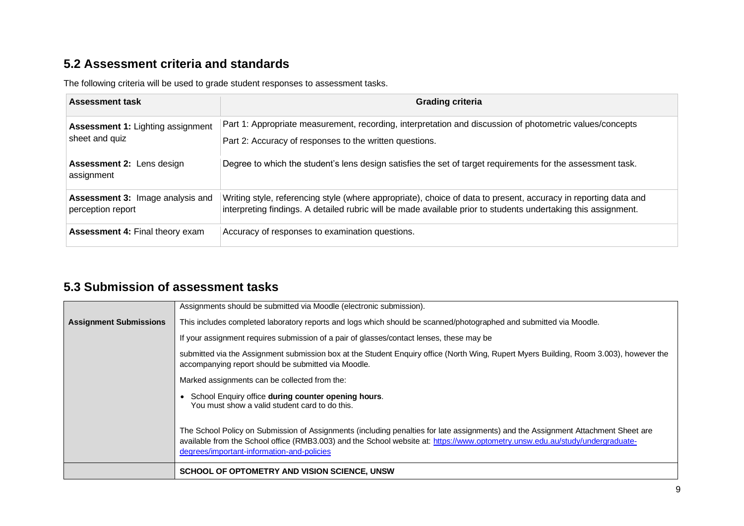## 5.2 Assessment criteria and standards

The following criteria will be used to grade student responses to assessment tasks.

| Assessment task | Grading criteria |
|---|---|
| **Assessment 1:** Lighting assignment sheet and quiz | Part 1: Appropriate measurement, recording, interpretation and discussion of photometric values/concepts<br>Part 2: Accuracy of responses to the written questions. |
| **Assessment 2:** Lens design assignment | Degree to which the student's lens design satisfies the set of target requirements for the assessment task. |
| **Assessment 3:** Image analysis and perception report | Writing style, referencing style (where appropriate), choice of data to present, accuracy in reporting data and interpreting findings. A detailed rubric will be made available prior to students undertaking this assignment. |
| **Assessment 4:** Final theory exam | Accuracy of responses to examination questions. |

## 5.3 Submission of assessment tasks

| | |
|---|---|
| **Assignment Submissions** | Assignments should be submitted via Moodle (electronic submission).<br>This includes completed laboratory reports and logs which should be scanned/photographed and submitted via Moodle.<br>If your assignment requires submission of a pair of glasses/contact lenses, these may be<br>submitted via the Assignment submission box at the Student Enquiry office (North Wing, Rupert Myers Building, Room 3.003), however the accompanying report should be submitted via Moodle.<br>Marked assignments can be collected from the:<br>• School Enquiry office **during counter opening hours**. You must show a valid student card to do this.<br>The School Policy on Submission of Assignments (including penalties for late assignments) and the Assignment Attachment Sheet are available from the School office (RMB3.003) and the School website at: [https://www.optometry.unsw.edu.au/study/undergraduate-degrees/important-information-and-policies](https://www.optometry.unsw.edu.au/study/undergraduate-degrees/important-information-and-policies) |
| | **SCHOOL OF OPTOMETRY AND VISION SCIENCE, UNSW** |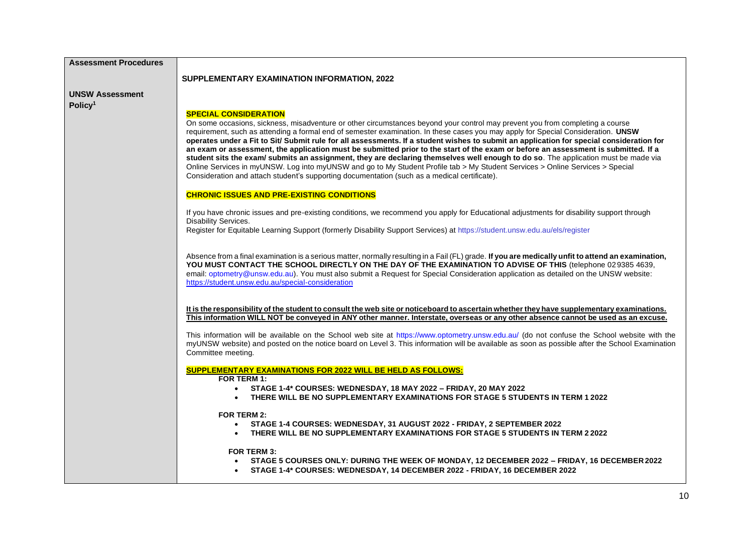| Assessment Procedures<br><br>UNSW Assessment Policy[1] | **SUPPLEMENTARY EXAMINATION INFORMATION, 2022** |
|---|---|

**Assessment Procedures**

**UNSW Assessment Policy[1]**

**SUPPLEMENTARY EXAMINATION INFORMATION, 2022**

**SPECIAL CONSIDERATION**

On some occasions, sickness, misadventure or other circumstances beyond your control may prevent you from completing a course requirement, such as attending a formal end of semester examination. In these cases you may apply for Special Consideration. **UNSW operates under a Fit to Sit/ Submit rule for all assessments. If a student wishes to submit an application for special consideration for an exam or assessment, the application must be submitted prior to the start of the exam or before an assessment is submitted. If a student sits the exam/ submits an assignment, they are declaring themselves well enough to do so**. The application must be made via Online Services in myUNSW. Log into myUNSW and go to My Student Profile tab > My Student Services > Online Services > Special Consideration and attach student's supporting documentation (such as a medical certificate).

**CHRONIC ISSUES AND PRE-EXISTING CONDITIONS**

If you have chronic issues and pre-existing conditions, we recommend you apply for Educational adjustments for disability support through Disability Services.
Register for Equitable Learning Support (formerly Disability Support Services) at https://student.unsw.edu.au/els/register

Absence from a final examination is a serious matter, normally resulting in a Fail (FL) grade. **If you are medically unfit to attend an examination, YOU MUST CONTACT THE SCHOOL DIRECTLY ON THE DAY OF THE EXAMINATION TO ADVISE OF THIS** (telephone 02 9385 4639, email: optometry@unsw.edu.au). You must also submit a Request for Special Consideration application as detailed on the UNSW website: https://student.unsw.edu.au/special-consideration

**It is the responsibility of the student to consult the web site or noticeboard to ascertain whether they have supplementary examinations. This information WILL NOT be conveyed in ANY other manner. Interstate, overseas or any other absence cannot be used as an excuse.**

This information will be available on the School web site at https://www.optometry.unsw.edu.au/ (do not confuse the School website with the myUNSW website) and posted on the notice board on Level 3. This information will be available as soon as possible after the School Examination Committee meeting.

**SUPPLEMENTARY EXAMINATIONS FOR 2022 WILL BE HELD AS FOLLOWS:**

**FOR TERM 1:**

- **STAGE 1-4* COURSES: WEDNESDAY, 18 MAY 2022 – FRIDAY, 20 MAY 2022**
- **THERE WILL BE NO SUPPLEMENTARY EXAMINATIONS FOR STAGE 5 STUDENTS IN TERM 1 2022**

**FOR TERM 2:**

- **STAGE 1-4 COURSES: WEDNESDAY, 31 AUGUST 2022 - FRIDAY, 2 SEPTEMBER 2022**
- **THERE WILL BE NO SUPPLEMENTARY EXAMINATIONS FOR STAGE 5 STUDENTS IN TERM 2 2022**

**FOR TERM 3:**

- **STAGE 5 COURSES ONLY: DURING THE WEEK OF MONDAY, 12 DECEMBER 2022 – FRIDAY, 16 DECEMBER 2022**
- **STAGE 1-4* COURSES: WEDNESDAY, 14 DECEMBER 2022 - FRIDAY, 16 DECEMBER 2022**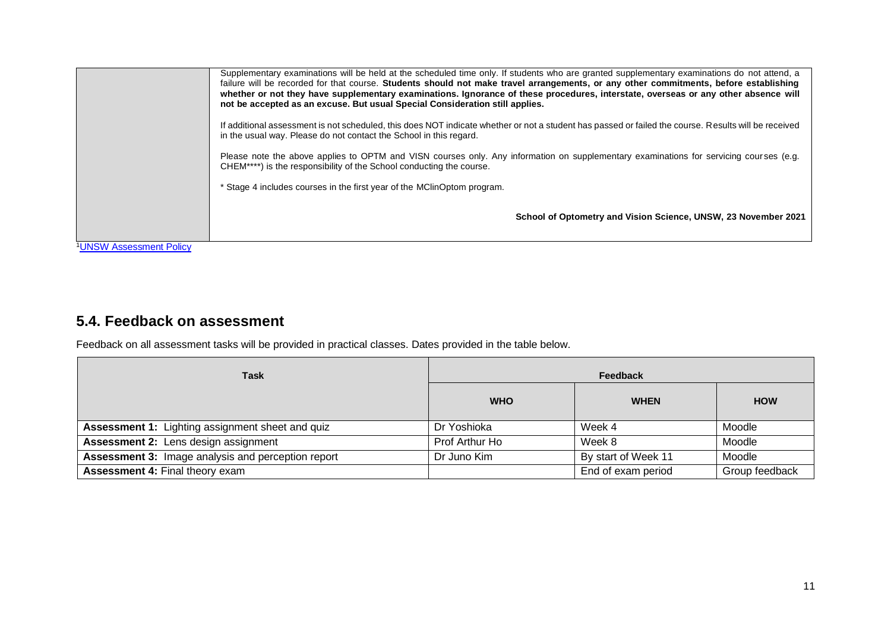| | Supplementary examinations will be held at the scheduled time only. If students who are granted supplementary examinations do not attend, a failure will be recorded for that course. **Students should not make travel arrangements, or any other commitments, before establishing whether or not they have supplementary examinations. Ignorance of these procedures, interstate, overseas or any other absence will not be accepted as an excuse. But usual Special Consideration still applies.**<br><br>If additional assessment is not scheduled, this does NOT indicate whether or not a student has passed or failed the course. Results will be received in the usual way. Please do not contact the School in this regard.<br><br>Please note the above applies to OPTM and VISN courses only. Any information on supplementary examinations for servicing courses (e.g. CHEM****) is the responsibility of the School conducting the course.<br><br>* Stage 4 includes courses in the first year of the MClinOptom program.<br><br>**School of Optometry and Vision Science, UNSW, 23 November 2021** |
|---|---|

[1]UNSW Assessment Policy

## 5.4. Feedback on assessment

Feedback on all assessment tasks will be provided in practical classes. Dates provided in the table below.

| Task | Feedback | | |
|---|---|---|---|
| | **WHO** | **WHEN** | **HOW** |
| **Assessment 1:** Lighting assignment sheet and quiz | Dr Yoshioka | Week 4 | Moodle |
| **Assessment 2:** Lens design assignment | Prof Arthur Ho | Week 8 | Moodle |
| **Assessment 3:** Image analysis and perception report | Dr Juno Kim | By start of Week 11 | Moodle |
| **Assessment 4:** Final theory exam | | End of exam period | Group feedback |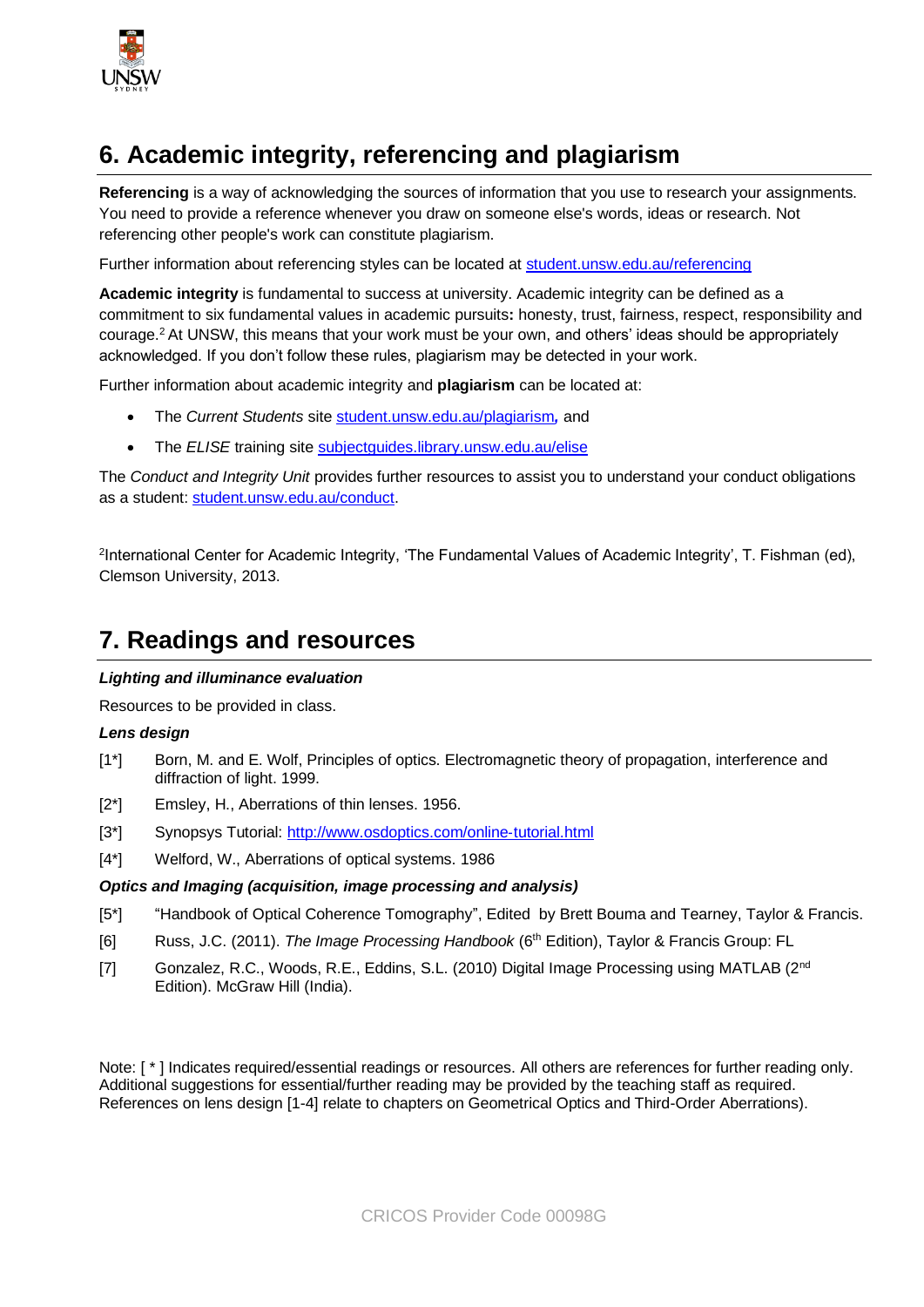## 6. Academic integrity, referencing and plagiarism

**Referencing** is a way of acknowledging the sources of information that you use to research your assignments. You need to provide a reference whenever you draw on someone else's words, ideas or research. Not referencing other people's work can constitute plagiarism.

Further information about referencing styles can be located at [student.unsw.edu.au/referencing](student.unsw.edu.au/referencing)

**Academic integrity** is fundamental to success at university. Academic integrity can be defined as a commitment to six fundamental values in academic pursuits**:** honesty, trust, fairness, respect, responsibility and courage.[2] At UNSW, this means that your work must be your own, and others' ideas should be appropriately acknowledged. If you don't follow these rules, plagiarism may be detected in your work.

Further information about academic integrity and **plagiarism** can be located at:

- The *Current Students* site [student.unsw.edu.au/plagiarism](student.unsw.edu.au/plagiarism)*,* and
- The *ELISE* training site [subjectguides.library.unsw.edu.au/elise](subjectguides.library.unsw.edu.au/elise)

The *Conduct and Integrity Unit* provides further resources to assist you to understand your conduct obligations as a student: [student.unsw.edu.au/conduct](student.unsw.edu.au/conduct).

[2]International Center for Academic Integrity, 'The Fundamental Values of Academic Integrity', T. Fishman (ed), Clemson University, 2013.

## 7. Readings and resources

***Lighting and illuminance evaluation***

Resources to be provided in class.

***Lens design***

[1*] Born, M. and E. Wolf, Principles of optics. Electromagnetic theory of propagation, interference and diffraction of light. 1999.

[2*] Emsley, H., Aberrations of thin lenses. 1956.

[3*] Synopsys Tutorial: [http://www.osdoptics.com/online-tutorial.html](http://www.osdoptics.com/online-tutorial.html)

[4*] Welford, W., Aberrations of optical systems. 1986

***Optics and Imaging (acquisition, image processing and analysis)***

[5*] "Handbook of Optical Coherence Tomography", Edited by Brett Bouma and Tearney, Taylor & Francis.

[6] Russ, J.C. (2011). *The Image Processing Handbook* (6th Edition), Taylor & Francis Group: FL

[7] Gonzalez, R.C., Woods, R.E., Eddins, S.L. (2010) Digital Image Processing using MATLAB (2nd Edition). McGraw Hill (India).

Note: [ * ] Indicates required/essential readings or resources. All others are references for further reading only. Additional suggestions for essential/further reading may be provided by the teaching staff as required. References on lens design [1-4] relate to chapters on Geometrical Optics and Third-Order Aberrations).

CRICOS Provider Code 00098G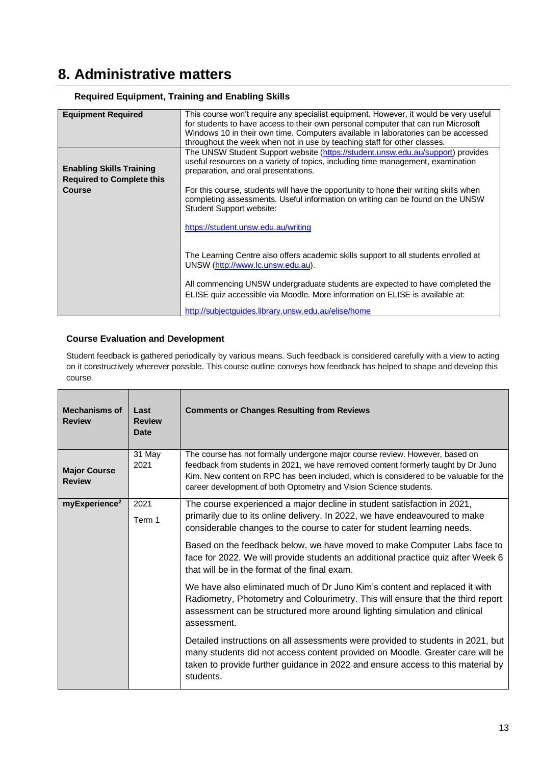# 8. Administrative matters

### Required Equipment, Training and Enabling Skills

| | |
|---|---|
| **Equipment Required** | This course won't require any specialist equipment. However, it would be very useful for students to have access to their own personal computer that can run Microsoft Windows 10 in their own time. Computers available in laboratories can be accessed throughout the week when not in use by teaching staff for other classes. |
| **Enabling Skills Training Required to Complete this Course** | The UNSW Student Support website (https://student.unsw.edu.au/support) provides useful resources on a variety of topics, including time management, examination preparation, and oral presentations.<br><br>For this course, students will have the opportunity to hone their writing skills when completing assessments. Useful information on writing can be found on the UNSW Student Support website:<br><br>https://student.unsw.edu.au/writing<br><br>The Learning Centre also offers academic skills support to all students enrolled at UNSW (http://www.lc.unsw.edu.au).<br><br>All commencing UNSW undergraduate students are expected to have completed the ELISE quiz accessible via Moodle. More information on ELISE is available at:<br><br>http://subjectguides.library.unsw.edu.au/elise/home |

### Course Evaluation and Development

Student feedback is gathered periodically by various means. Such feedback is considered carefully with a view to acting on it constructively wherever possible. This course outline conveys how feedback has helped to shape and develop this course.

| Mechanisms of Review | Last Review Date | Comments or Changes Resulting from Reviews |
|---|---|---|
| **Major Course Review** | 31 May 2021 | The course has not formally undergone major course review. However, based on feedback from students in 2021, we have removed content formerly taught by Dr Juno Kim. New content on RPC has been included, which is considered to be valuable for the career development of both Optometry and Vision Science students. |
| **myExperience[2]** | 2021 Term 1 | The course experienced a major decline in student satisfaction in 2021, primarily due to its online delivery. In 2022, we have endeavoured to make considerable changes to the course to cater for student learning needs.<br><br>Based on the feedback below, we have moved to make Computer Labs face to face for 2022. We will provide students an additional practice quiz after Week 6 that will be in the format of the final exam.<br><br>We have also eliminated much of Dr Juno Kim's content and replaced it with Radiometry, Photometry and Colourimetry. This will ensure that the third report assessment can be structured more around lighting simulation and clinical assessment.<br><br>Detailed instructions on all assessments were provided to students in 2021, but many students did not access content provided on Moodle. Greater care will be taken to provide further guidance in 2022 and ensure access to this material by students. |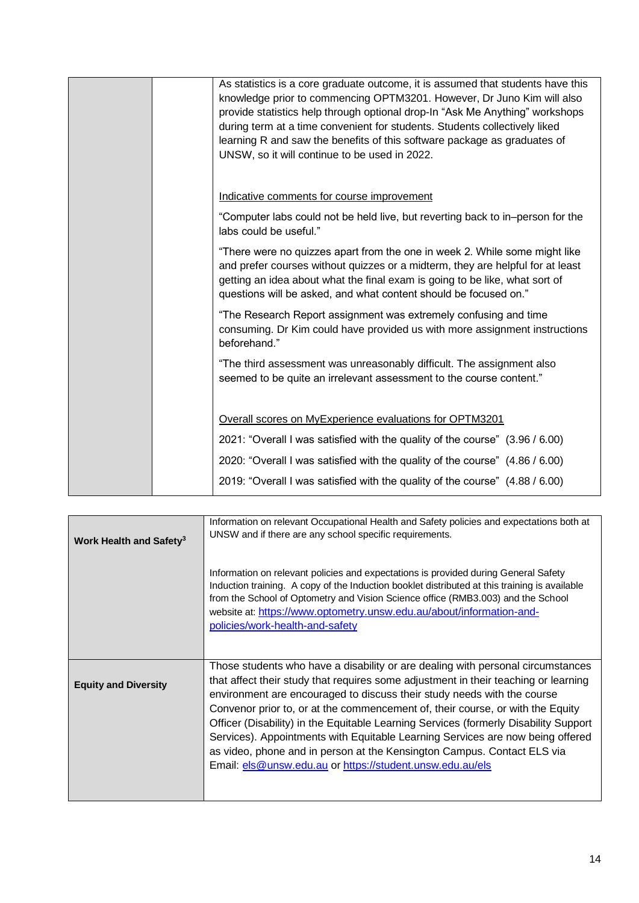|  |  |  |
|---|---|---|
|  |  | As statistics is a core graduate outcome, it is assumed that students have this knowledge prior to commencing OPTM3201. However, Dr Juno Kim will also provide statistics help through optional drop-In "Ask Me Anything" workshops during term at a time convenient for students. Students collectively liked learning R and saw the benefits of this software package as graduates of UNSW, so it will continue to be used in 2022.<br><br><u>Indicative comments for course improvement</u><br><br>"Computer labs could not be held live, but reverting back to in–person for the labs could be useful."<br><br>"There were no quizzes apart from the one in week 2. While some might like and prefer courses without quizzes or a midterm, they are helpful for at least getting an idea about what the final exam is going to be like, what sort of questions will be asked, and what content should be focused on."<br><br>"The Research Report assignment was extremely confusing and time consuming. Dr Kim could have provided us with more assignment instructions beforehand."<br><br>"The third assessment was unreasonably difficult. The assignment also seemed to be quite an irrelevant assessment to the course content."<br><br><u>Overall scores on MyExperience evaluations for OPTM3201</u><br><br>2021: "Overall I was satisfied with the quality of the course" (3.96 / 6.00)<br><br>2020: "Overall I was satisfied with the quality of the course" (4.86 / 6.00)<br><br>2019: "Overall I was satisfied with the quality of the course" (4.88 / 6.00) |

|  |  |
|---|---|
| **Work Health and Safety[3]** | Information on relevant Occupational Health and Safety policies and expectations both at UNSW and if there are any school specific requirements.<br><br>Information on relevant policies and expectations is provided during General Safety Induction training. A copy of the Induction booklet distributed at this training is available from the School of Optometry and Vision Science office (RMB3.003) and the School website at: https://www.optometry.unsw.edu.au/about/information-and-policies/work-health-and-safety |
| **Equity and Diversity** | Those students who have a disability or are dealing with personal circumstances that affect their study that requires some adjustment in their teaching or learning environment are encouraged to discuss their study needs with the course Convenor prior to, or at the commencement of, their course, or with the Equity Officer (Disability) in the Equitable Learning Services (formerly Disability Support Services). Appointments with Equitable Learning Services are now being offered as video, phone and in person at the Kensington Campus. Contact ELS via Email: els@unsw.edu.au or https://student.unsw.edu.au/els |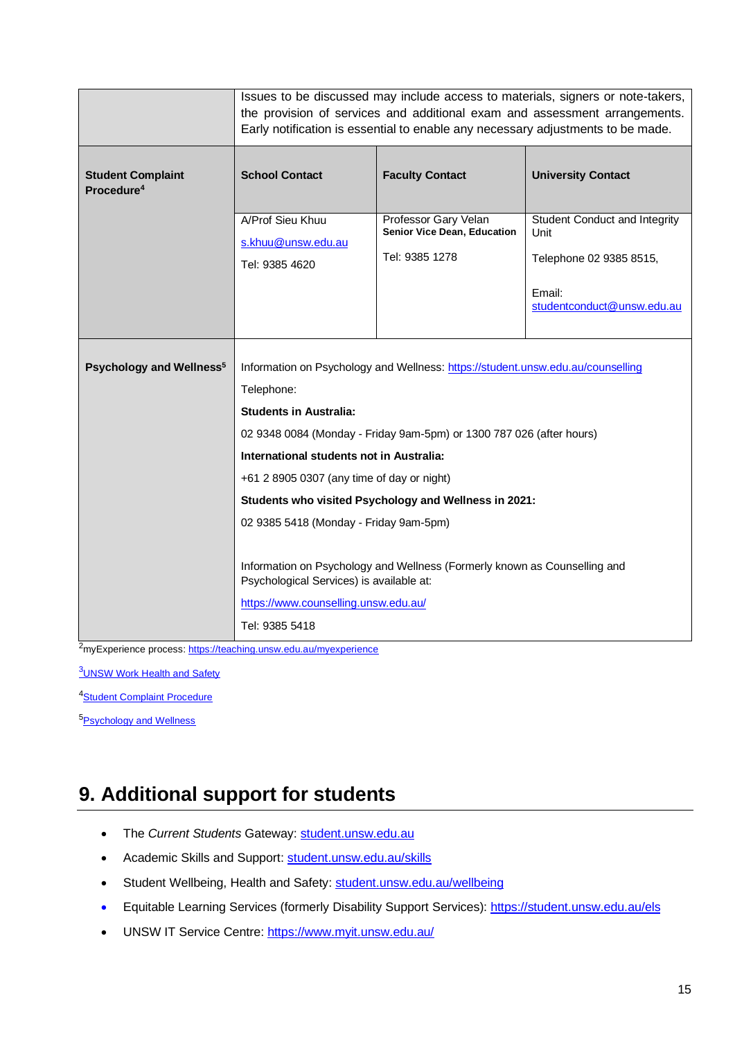| | | | |
|---|---|---|---|
| | Issues to be discussed may include access to materials, signers or note-takers, the provision of services and additional exam and assessment arrangements. Early notification is essential to enable any necessary adjustments to be made. | | |
| **Student Complaint Procedure**[4] | **School Contact** | **Faculty Contact** | **University Contact** |
| | A/Prof Sieu Khuu<br>s.khuu@unsw.edu.au<br>Tel: 9385 4620 | Professor Gary Velan<br>**Senior Vice Dean, Education**<br>Tel: 9385 1278 | Student Conduct and Integrity Unit<br>Telephone 02 9385 8515,<br>Email: studentconduct@unsw.edu.au |
| **Psychology and Wellness**[5] | Information on Psychology and Wellness: https://student.unsw.edu.au/counselling<br>Telephone:<br>**Students in Australia:**<br>02 9348 0084 (Monday - Friday 9am-5pm) or 1300 787 026 (after hours)<br>**International students not in Australia:**<br>+61 2 8905 0307 (any time of day or night)<br>**Students who visited Psychology and Wellness in 2021:**<br>02 9385 5418 (Monday - Friday 9am-5pm)<br><br>Information on Psychology and Wellness (Formerly known as Counselling and Psychological Services) is available at:<br>https://www.counselling.unsw.edu.au/<br>Tel: 9385 5418 | | |

[2]myExperience process: https://teaching.unsw.edu.au/myexperience

[3]UNSW Work Health and Safety

[4]Student Complaint Procedure

[5]Psychology and Wellness

## 9. Additional support for students

- The *Current Students* Gateway: student.unsw.edu.au
- Academic Skills and Support: student.unsw.edu.au/skills
- Student Wellbeing, Health and Safety: student.unsw.edu.au/wellbeing
- Equitable Learning Services (formerly Disability Support Services): https://student.unsw.edu.au/els
- UNSW IT Service Centre: https://www.myit.unsw.edu.au/